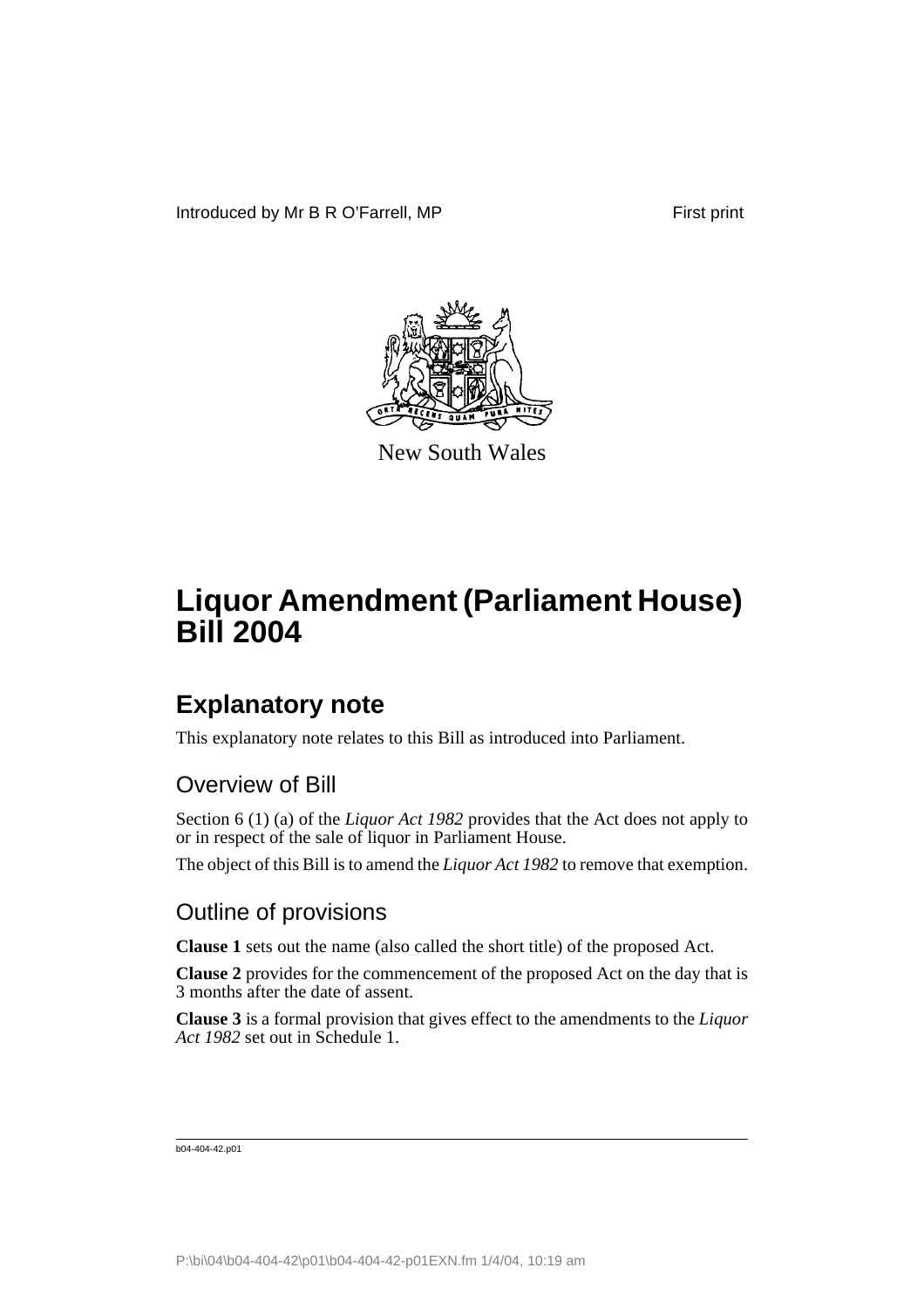Introduced by Mr B R O'Farrell, MP

First print

New South Wales

# Liquor Amendment (Parliament House) Bill 2004

## Explanatory note

This explanatory note relates to this Bill as introduced into Parliament.

### Overview of Bill

Section 6 (1) (a) of the *Liquor Act 1982* provides that the Act does not apply to or in respect of the sale of liquor in Parliament House.

The object of this Bill is to amend the *Liquor Act 1982* to remove that exemption.

### Outline of provisions

**Clause 1** sets out the name (also called the short title) of the proposed Act.

**Clause 2** provides for the commencement of the proposed Act on the day that is 3 months after the date of assent.

**Clause 3** is a formal provision that gives effect to the amendments to the *Liquor Act 1982* set out in Schedule 1.

b04-404-42.p01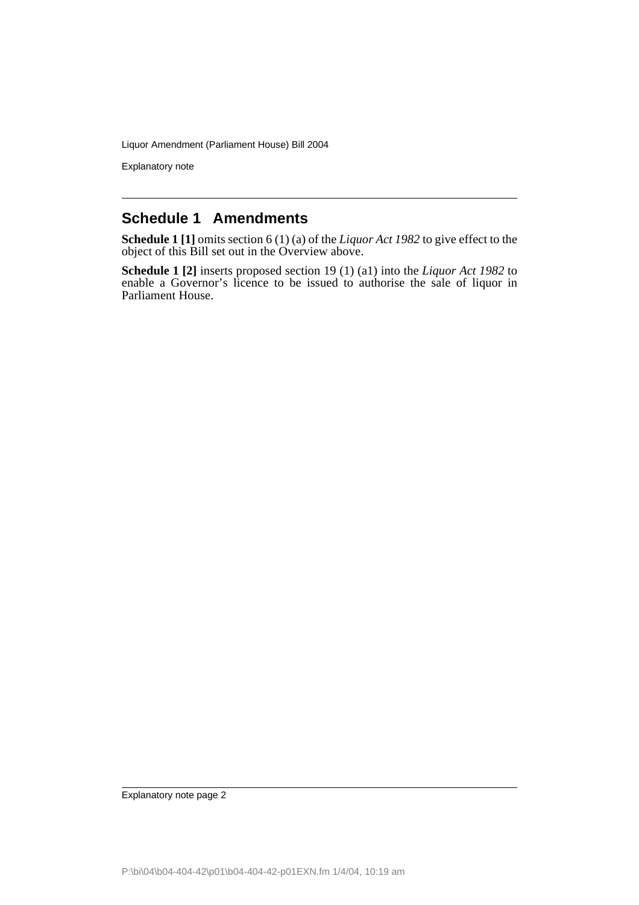## Schedule 1 Amendments

**Schedule 1 [1]** omits section 6 (1) (a) of the *Liquor Act 1982* to give effect to the object of this Bill set out in the Overview above.

**Schedule 1 [2]** inserts proposed section 19 (1) (a1) into the *Liquor Act 1982* to enable a Governor's licence to be issued to authorise the sale of liquor in Parliament House.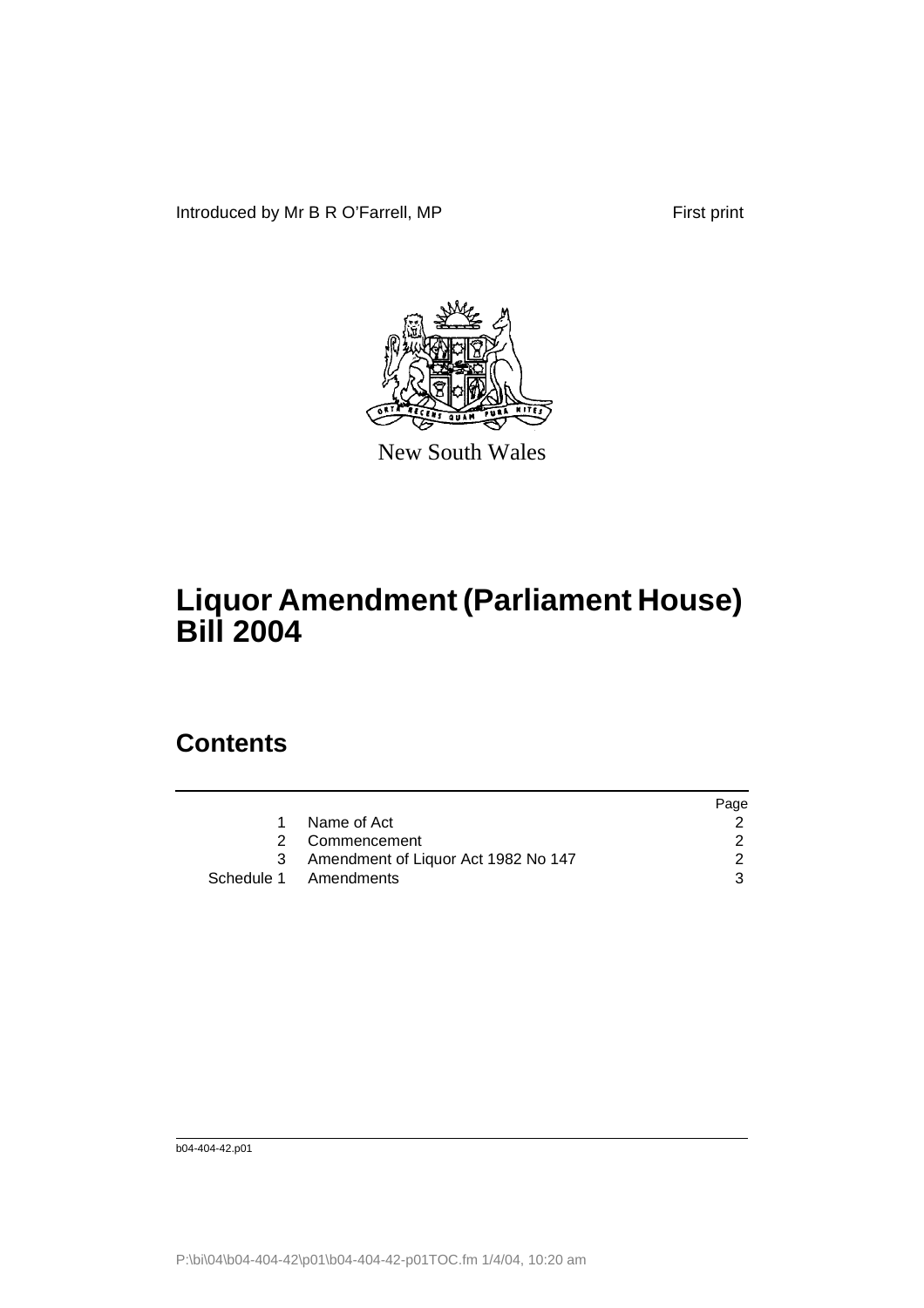Introduced by Mr B R O'Farrell, MP

First print

New South Wales

# Liquor Amendment (Parliament House) Bill 2004

## Contents

| | | Page |
|---|---|---|
| 1 | Name of Act | 2 |
| 2 | Commencement | 2 |
| 3 | Amendment of Liquor Act 1982 No 147 | 2 |
| Schedule 1 | Amendments | 3 |

b04-404-42.p01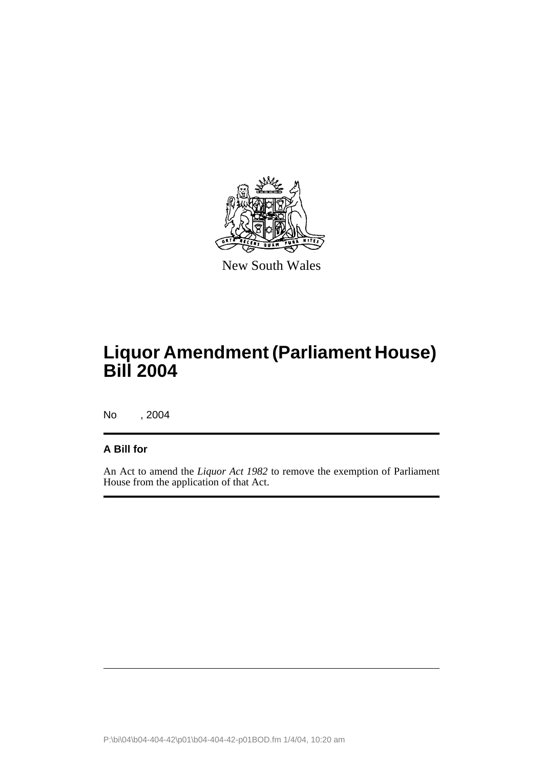New South Wales

# Liquor Amendment (Parliament House) Bill 2004

No , 2004

**A Bill for**

An Act to amend the *Liquor Act 1982* to remove the exemption of Parliament House from the application of that Act.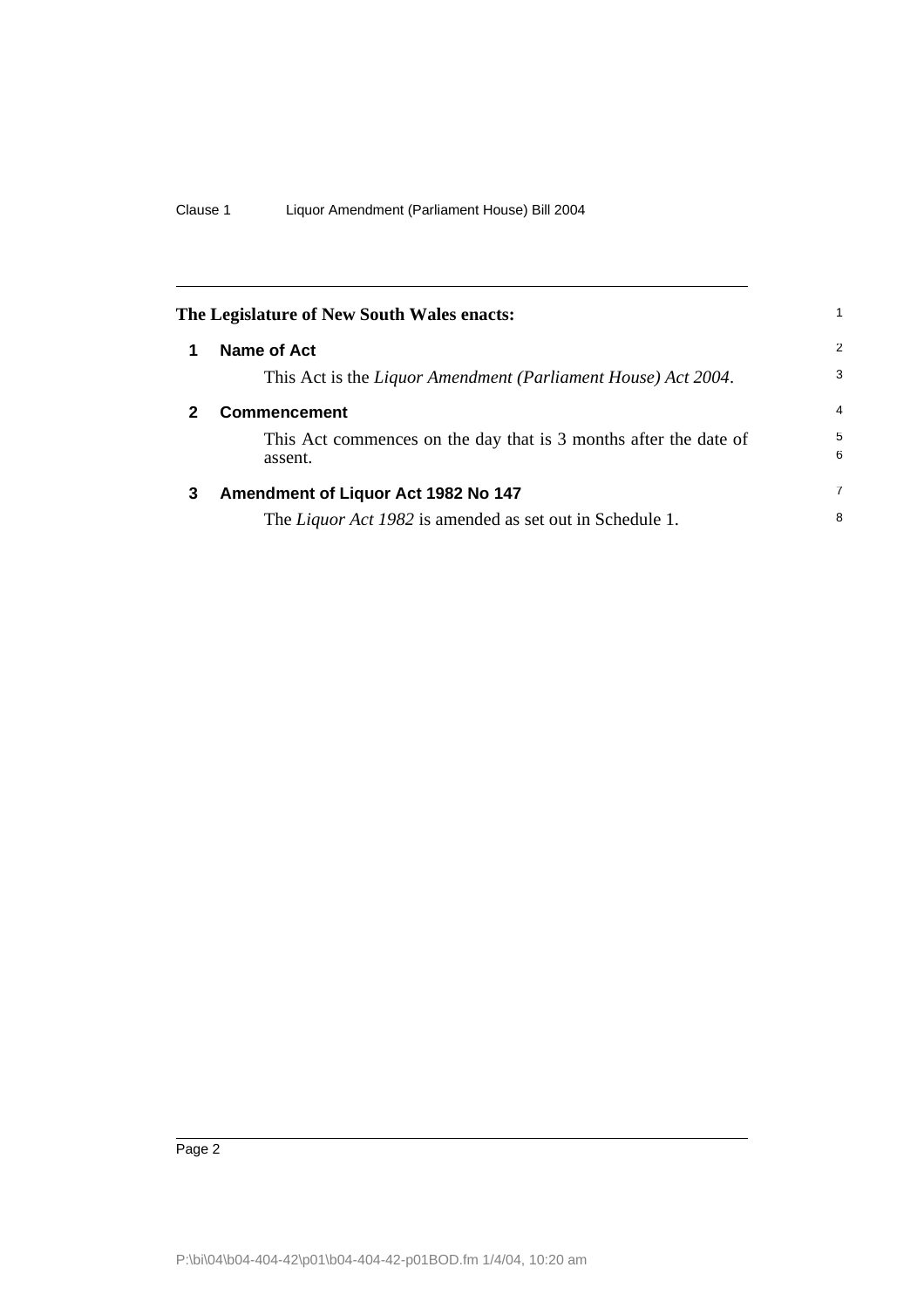**The Legislature of New South Wales enacts:**

## 1 Name of Act

This Act is the *Liquor Amendment (Parliament House) Act 2004*.

## 2 Commencement

This Act commences on the day that is 3 months after the date of assent.

## 3 Amendment of Liquor Act 1982 No 147

The *Liquor Act 1982* is amended as set out in Schedule 1.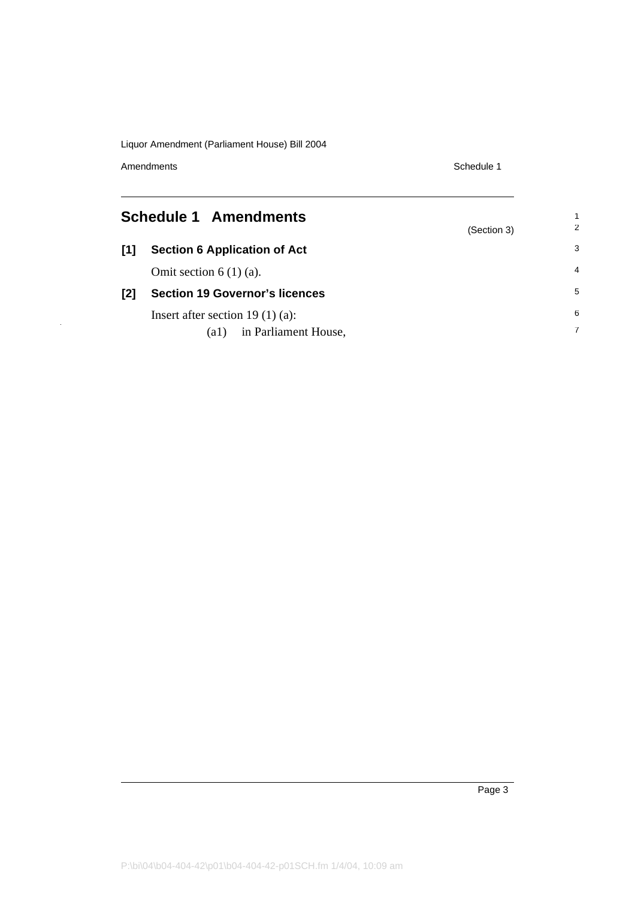# Schedule 1 Amendments

(Section 3)

**[1] Section 6 Application of Act**

Omit section 6 (1) (a).

**[2] Section 19 Governor's licences**

Insert after section 19 (1) (a):

(a1) in Parliament House,